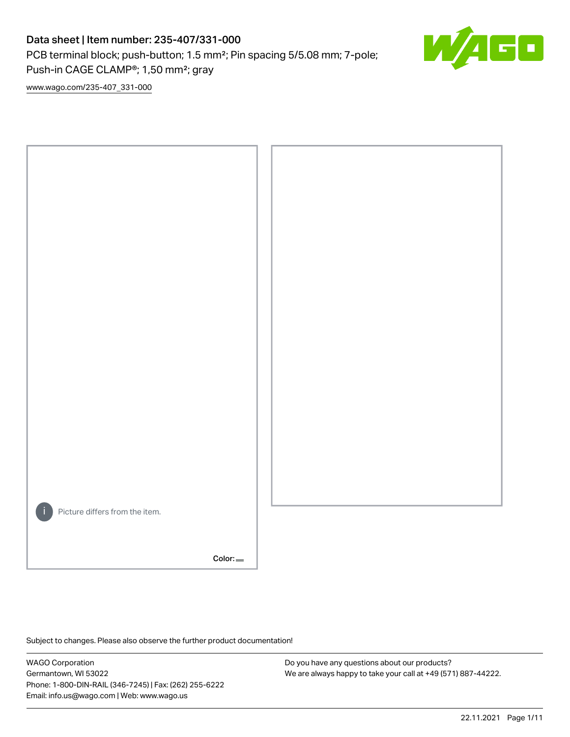# Data sheet | Item number: 235-407/331-000

PCB terminal block; push-button; 1.5 mm²; Pin spacing 5/5.08 mm; 7-pole; Push-in CAGE CLAMP®; 1,50 mm²; gray

www.wago.com/235-407_331-000

Picture differs from the item.

Color:

Subject to changes. Please also observe the further product documentation!

WAGO Corporation
Germantown, WI 53022
Phone: 1-800-DIN-RAIL (346-7245) | Fax: (262) 255-6222
Email: info.us@wago.com | Web: www.wago.us

Do you have any questions about our products?
We are always happy to take your call at +49 (571) 887-44222.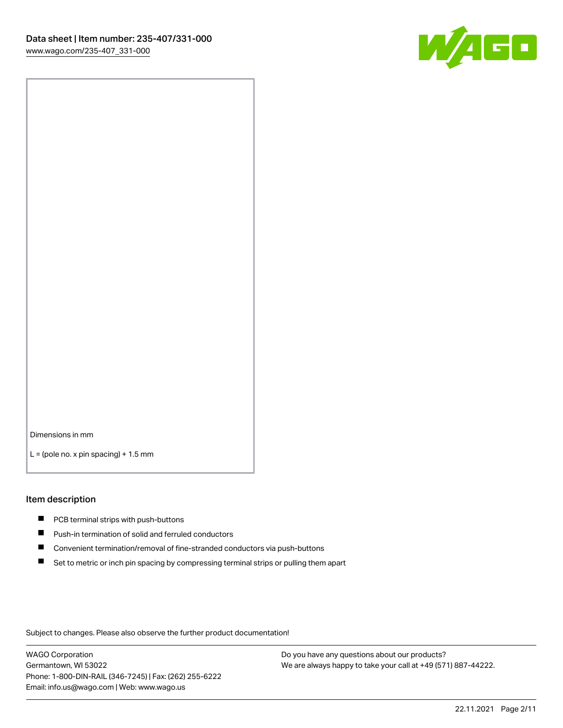Dimensions in mm

L = (pole no. x pin spacing) + 1.5 mm

## Item description

- PCB terminal strips with push-buttons
- Push-in termination of solid and ferruled conductors
- Convenient termination/removal of fine-stranded conductors via push-buttons
- Set to metric or inch pin spacing by compressing terminal strips or pulling them apart

Subject to changes. Please also observe the further product documentation!

WAGO Corporation
Germantown, WI 53022
Phone: 1-800-DIN-RAIL (346-7245) | Fax: (262) 255-6222
Email: info.us@wago.com | Web: www.wago.us

Do you have any questions about our products?
We are always happy to take your call at +49 (571) 887-44222.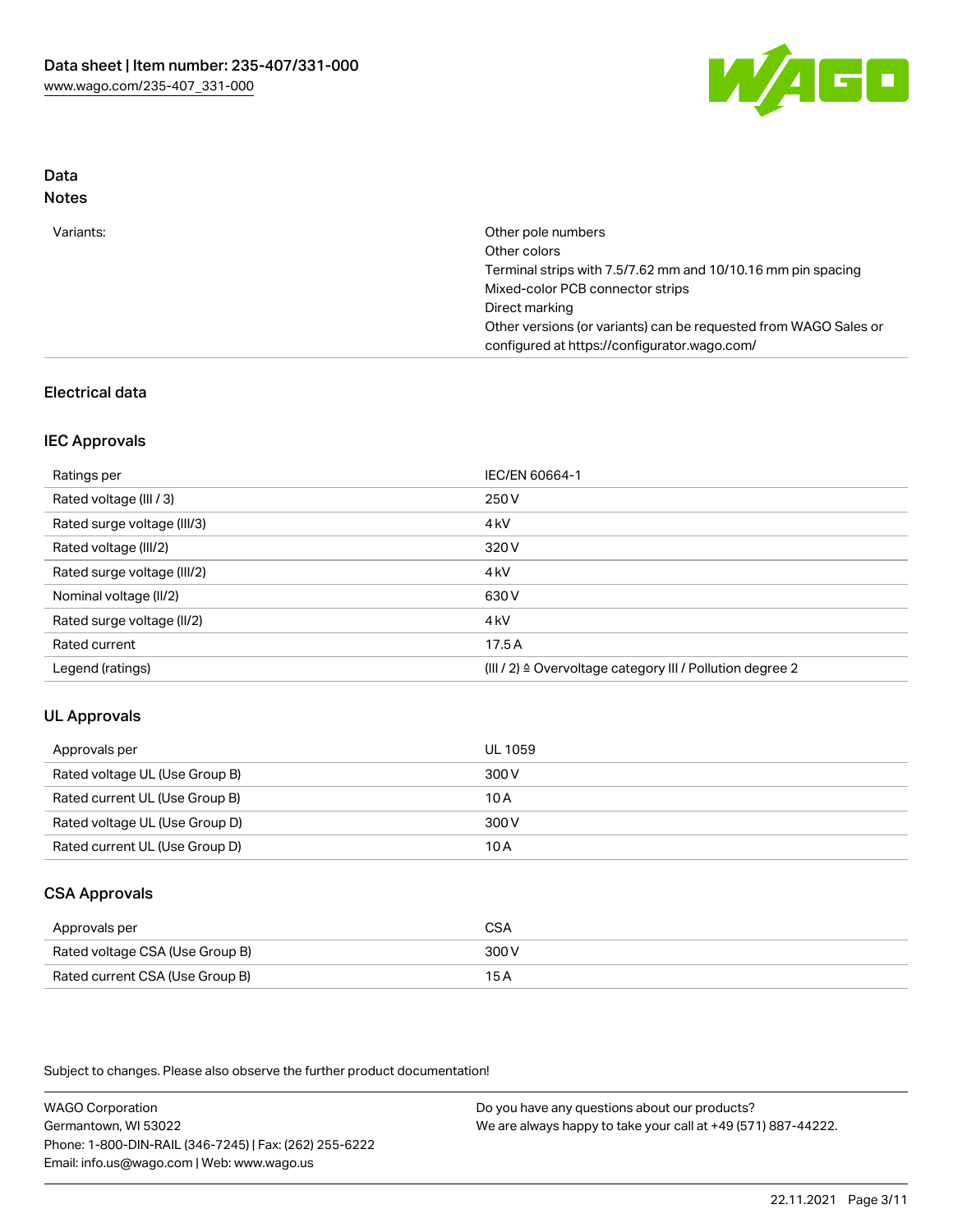## Data
### Notes

| | |
|---|---|
| Variants: | Other pole numbers<br>Other colors<br>Terminal strips with 7.5/7.62 mm and 10/10.16 mm pin spacing<br>Mixed-color PCB connector strips<br>Direct marking<br>Other versions (or variants) can be requested from WAGO Sales or configured at https://configurator.wago.com/ |

## Electrical data

### IEC Approvals

| | |
|---|---|
| Ratings per | IEC/EN 60664-1 |
| Rated voltage (III / 3) | 250 V |
| Rated surge voltage (III/3) | 4 kV |
| Rated voltage (III/2) | 320 V |
| Rated surge voltage (III/2) | 4 kV |
| Nominal voltage (II/2) | 630 V |
| Rated surge voltage (II/2) | 4 kV |
| Rated current | 17.5 A |
| Legend (ratings) | (III / 2) ≙ Overvoltage category III / Pollution degree 2 |

### UL Approvals

| | |
|---|---|
| Approvals per | UL 1059 |
| Rated voltage UL (Use Group B) | 300 V |
| Rated current UL (Use Group B) | 10 A |
| Rated voltage UL (Use Group D) | 300 V |
| Rated current UL (Use Group D) | 10 A |

### CSA Approvals

| | |
|---|---|
| Approvals per | CSA |
| Rated voltage CSA (Use Group B) | 300 V |
| Rated current CSA (Use Group B) | 15 A |

Subject to changes. Please also observe the further product documentation!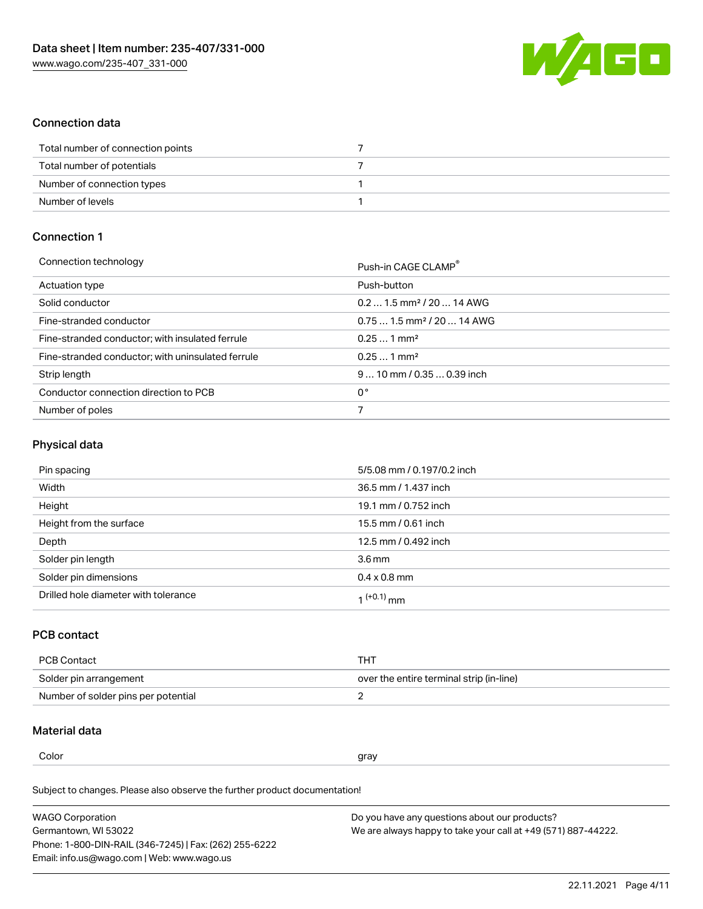## Connection data

| | |
|---|---|
| Total number of connection points | 7 |
| Total number of potentials | 7 |
| Number of connection types | 1 |
| Number of levels | 1 |

## Connection 1

| | |
|---|---|
| Connection technology | Push-in CAGE CLAMP® |
| Actuation type | Push-button |
| Solid conductor | 0.2 … 1.5 mm² / 20 … 14 AWG |
| Fine-stranded conductor | 0.75 … 1.5 mm² / 20 … 14 AWG |
| Fine-stranded conductor; with insulated ferrule | 0.25 … 1 mm² |
| Fine-stranded conductor; with uninsulated ferrule | 0.25 … 1 mm² |
| Strip length | 9 … 10 mm / 0.35 … 0.39 inch |
| Conductor connection direction to PCB | 0 ° |
| Number of poles | 7 |

## Physical data

| | |
|---|---|
| Pin spacing | 5/5.08 mm / 0.197/0.2 inch |
| Width | 36.5 mm / 1.437 inch |
| Height | 19.1 mm / 0.752 inch |
| Height from the surface | 15.5 mm / 0.61 inch |
| Depth | 12.5 mm / 0.492 inch |
| Solder pin length | 3.6 mm |
| Solder pin dimensions | 0.4 x 0.8 mm |
| Drilled hole diameter with tolerance | $1^{(+0.1)}$ mm |

## PCB contact

| | |
|---|---|
| PCB Contact | THT |
| Solder pin arrangement | over the entire terminal strip (in-line) |
| Number of solder pins per potential | 2 |

## Material data

| | |
|---|---|
| Color | gray |

Subject to changes. Please also observe the further product documentation!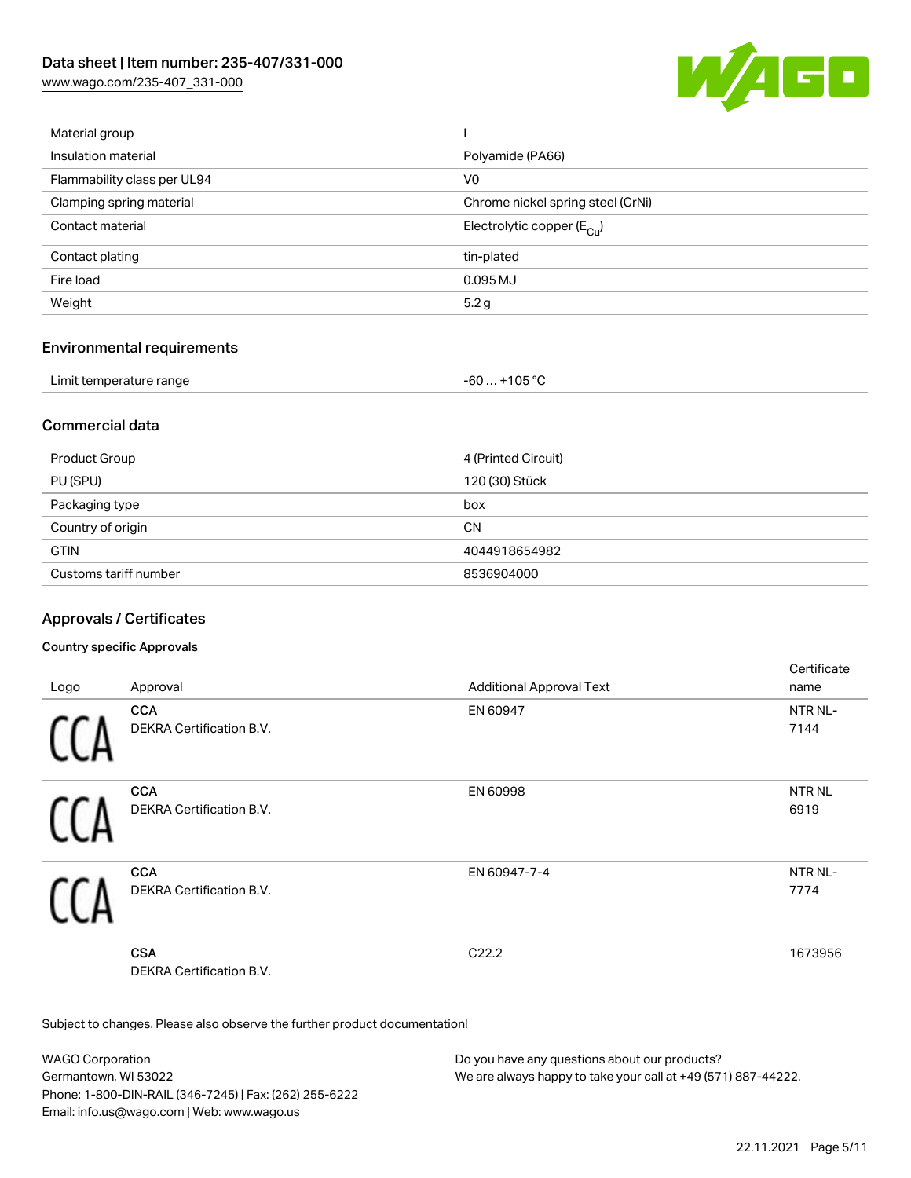| | |
|---|---|
| Material group | I |
| Insulation material | Polyamide (PA66) |
| Flammability class per UL94 | V0 |
| Clamping spring material | Chrome nickel spring steel (CrNi) |
| Contact material | Electrolytic copper ($E_{Cu}$) |
| Contact plating | tin-plated |
| Fire load | 0.095 MJ |
| Weight | 5.2 g |

## Environmental requirements

| | |
|---|---|
| Limit temperature range | -60 … +105 °C |

## Commercial data

| | |
|---|---|
| Product Group | 4 (Printed Circuit) |
| PU (SPU) | 120 (30) Stück |
| Packaging type | box |
| Country of origin | CN |
| GTIN | 4044918654982 |
| Customs tariff number | 8536904000 |

## Approvals / Certificates

### Country specific Approvals

| Logo | Approval | Additional Approval Text | Certificate name |
|---|---|---|---|
| | **CCA** DEKRA Certification B.V. | EN 60947 | NTR NL-7144 |
| | **CCA** DEKRA Certification B.V. | EN 60998 | NTR NL 6919 |
| | **CCA** DEKRA Certification B.V. | EN 60947-7-4 | NTR NL-7774 |
| | **CSA** DEKRA Certification B.V. | C22.2 | 1673956 |

Subject to changes. Please also observe the further product documentation!

WAGO Corporation
Germantown, WI 53022
Phone: 1-800-DIN-RAIL (346-7245) | Fax: (262) 255-6222
Email: info.us@wago.com | Web: www.wago.us

Do you have any questions about our products?
We are always happy to take your call at +49 (571) 887-44222.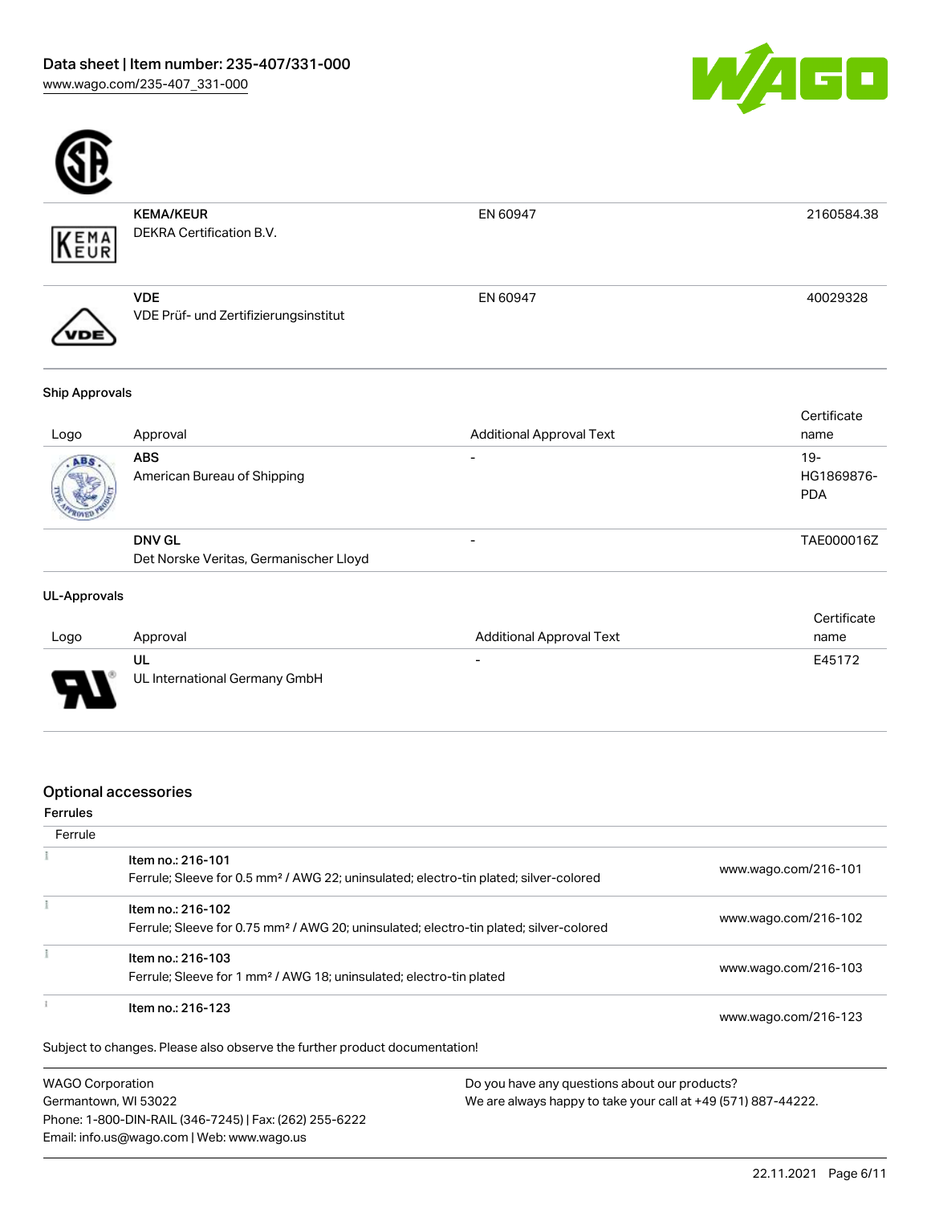| | | | |
|---|---|---|---|
| | **KEMA/KEUR**<br>DEKRA Certification B.V. | EN 60947 | 2160584.38 |
| | **VDE**<br>VDE Prüf- und Zertifizierungsinstitut | EN 60947 | 40029328 |

### Ship Approvals

| Logo | Approval | Additional Approval Text | Certificate name |
|---|---|---|---|
| | **ABS**<br>American Bureau of Shipping | - | 19-HG1869876-PDA |
| | **DNV GL**<br>Det Norske Veritas, Germanischer Lloyd | - | TAE000016Z |

### UL-Approvals

| Logo | Approval | Additional Approval Text | Certificate name |
|---|---|---|---|
| | **UL**<br>UL International Germany GmbH | - | E45172 |

## Optional accessories

### Ferrules

| Ferrule | | |
|---|---|---|
| | Item no.: 216-101<br>Ferrule; Sleeve for 0.5 mm² / AWG 22; uninsulated; electro-tin plated; silver-colored | www.wago.com/216-101 |
| | Item no.: 216-102<br>Ferrule; Sleeve for 0.75 mm² / AWG 20; uninsulated; electro-tin plated; silver-colored | www.wago.com/216-102 |
| | Item no.: 216-103<br>Ferrule; Sleeve for 1 mm² / AWG 18; uninsulated; electro-tin plated | www.wago.com/216-103 |
| | Item no.: 216-123 | www.wago.com/216-123 |

Subject to changes. Please also observe the further product documentation!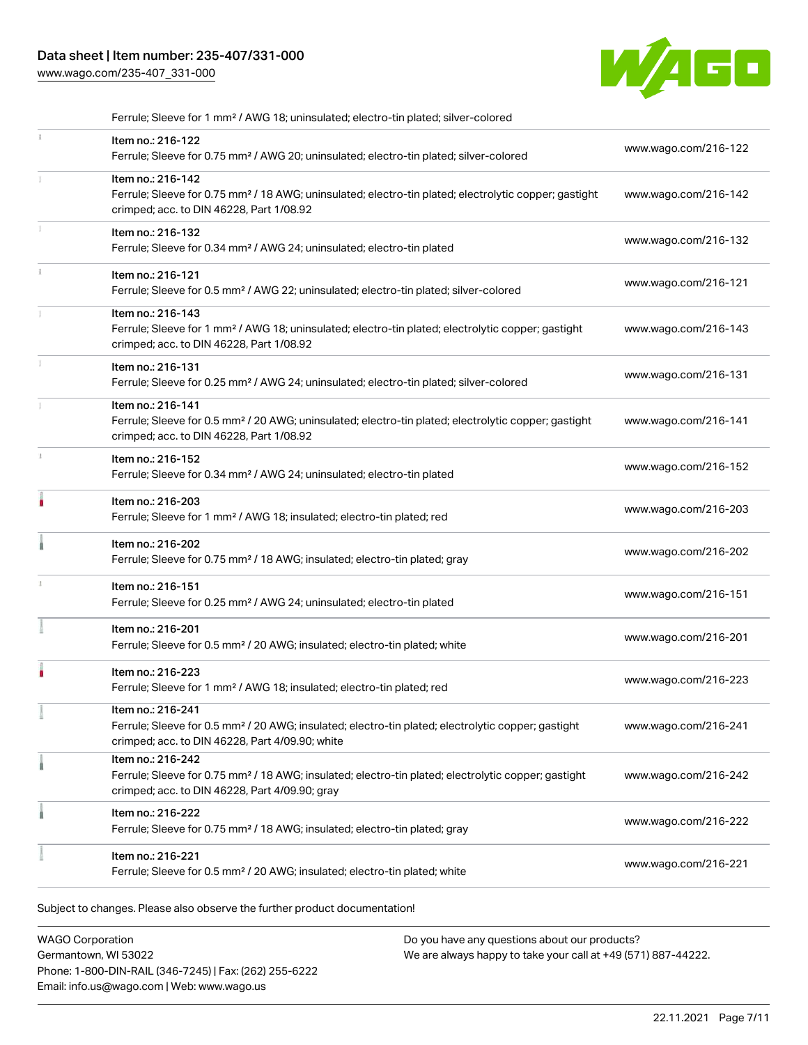Ferrule; Sleeve for 1 mm² / AWG 18; uninsulated; electro-tin plated; silver-colored

| | | |
|---|---|---|
| | Item no.: 216-122<br>Ferrule; Sleeve for 0.75 mm² / AWG 20; uninsulated; electro-tin plated; silver-colored | www.wago.com/216-122 |
| | Item no.: 216-142<br>Ferrule; Sleeve for 0.75 mm² / 18 AWG; uninsulated; electro-tin plated; electrolytic copper; gastight crimped; acc. to DIN 46228, Part 1/08.92 | www.wago.com/216-142 |
| | Item no.: 216-132<br>Ferrule; Sleeve for 0.34 mm² / AWG 24; uninsulated; electro-tin plated | www.wago.com/216-132 |
| | Item no.: 216-121<br>Ferrule; Sleeve for 0.5 mm² / AWG 22; uninsulated; electro-tin plated; silver-colored | www.wago.com/216-121 |
| | Item no.: 216-143<br>Ferrule; Sleeve for 1 mm² / AWG 18; uninsulated; electro-tin plated; electrolytic copper; gastight crimped; acc. to DIN 46228, Part 1/08.92 | www.wago.com/216-143 |
| | Item no.: 216-131<br>Ferrule; Sleeve for 0.25 mm² / AWG 24; uninsulated; electro-tin plated; silver-colored | www.wago.com/216-131 |
| | Item no.: 216-141<br>Ferrule; Sleeve for 0.5 mm² / 20 AWG; uninsulated; electro-tin plated; electrolytic copper; gastight crimped; acc. to DIN 46228, Part 1/08.92 | www.wago.com/216-141 |
| | Item no.: 216-152<br>Ferrule; Sleeve for 0.34 mm² / AWG 24; uninsulated; electro-tin plated | www.wago.com/216-152 |
| | Item no.: 216-203<br>Ferrule; Sleeve for 1 mm² / AWG 18; insulated; electro-tin plated; red | www.wago.com/216-203 |
| | Item no.: 216-202<br>Ferrule; Sleeve for 0.75 mm² / 18 AWG; insulated; electro-tin plated; gray | www.wago.com/216-202 |
| | Item no.: 216-151<br>Ferrule; Sleeve for 0.25 mm² / AWG 24; uninsulated; electro-tin plated | www.wago.com/216-151 |
| | Item no.: 216-201<br>Ferrule; Sleeve for 0.5 mm² / 20 AWG; insulated; electro-tin plated; white | www.wago.com/216-201 |
| | Item no.: 216-223<br>Ferrule; Sleeve for 1 mm² / AWG 18; insulated; electro-tin plated; red | www.wago.com/216-223 |
| | Item no.: 216-241<br>Ferrule; Sleeve for 0.5 mm² / 20 AWG; insulated; electro-tin plated; electrolytic copper; gastight crimped; acc. to DIN 46228, Part 4/09.90; white | www.wago.com/216-241 |
| | Item no.: 216-242<br>Ferrule; Sleeve for 0.75 mm² / 18 AWG; insulated; electro-tin plated; electrolytic copper; gastight crimped; acc. to DIN 46228, Part 4/09.90; gray | www.wago.com/216-242 |
| | Item no.: 216-222<br>Ferrule; Sleeve for 0.75 mm² / 18 AWG; insulated; electro-tin plated; gray | www.wago.com/216-222 |
| | Item no.: 216-221<br>Ferrule; Sleeve for 0.5 mm² / 20 AWG; insulated; electro-tin plated; white | www.wago.com/216-221 |

Subject to changes. Please also observe the further product documentation!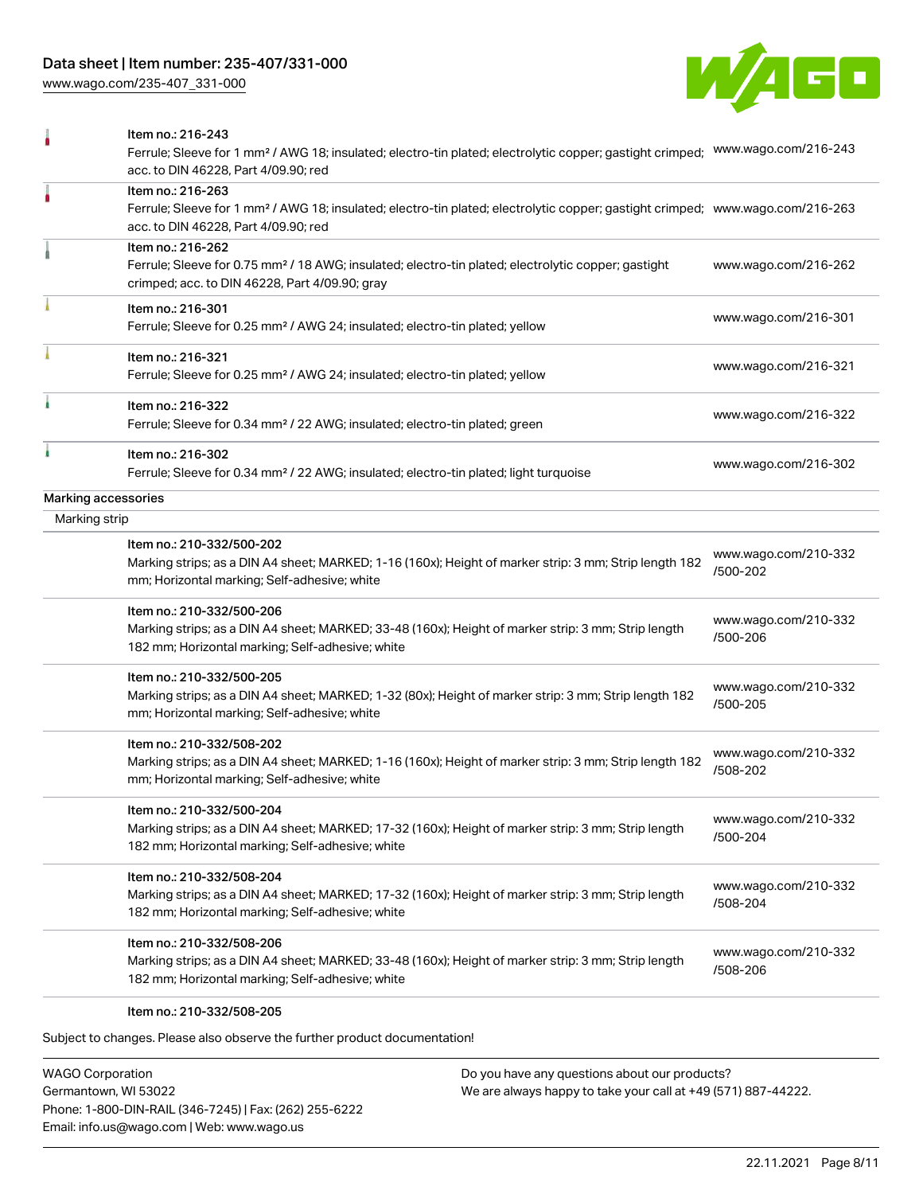| | | |
|---|---|---|
| | Item no.: 216-243<br>Ferrule; Sleeve for 1 mm² / AWG 18; insulated; electro-tin plated; electrolytic copper; gastight crimped; acc. to DIN 46228, Part 4/09.90; red | www.wago.com/216-243 |
| | Item no.: 216-263<br>Ferrule; Sleeve for 1 mm² / AWG 18; insulated; electro-tin plated; electrolytic copper; gastight crimped; acc. to DIN 46228, Part 4/09.90; red | www.wago.com/216-263 |
| | Item no.: 216-262<br>Ferrule; Sleeve for 0.75 mm² / 18 AWG; insulated; electro-tin plated; electrolytic copper; gastight crimped; acc. to DIN 46228, Part 4/09.90; gray | www.wago.com/216-262 |
| | Item no.: 216-301<br>Ferrule; Sleeve for 0.25 mm² / AWG 24; insulated; electro-tin plated; yellow | www.wago.com/216-301 |
| | Item no.: 216-321<br>Ferrule; Sleeve for 0.25 mm² / AWG 24; insulated; electro-tin plated; yellow | www.wago.com/216-321 |
| | Item no.: 216-322<br>Ferrule; Sleeve for 0.34 mm² / 22 AWG; insulated; electro-tin plated; green | www.wago.com/216-322 |
| | Item no.: 216-302<br>Ferrule; Sleeve for 0.34 mm² / 22 AWG; insulated; electro-tin plated; light turquoise | www.wago.com/216-302 |

Marking accessories

Marking strip

| | |
|---|---|
| Item no.: 210-332/500-202<br>Marking strips; as a DIN A4 sheet; MARKED; 1-16 (160x); Height of marker strip: 3 mm; Strip length 182 mm; Horizontal marking; Self-adhesive; white | www.wago.com/210-332/500-202 |
| Item no.: 210-332/500-206<br>Marking strips; as a DIN A4 sheet; MARKED; 33-48 (160x); Height of marker strip: 3 mm; Strip length 182 mm; Horizontal marking; Self-adhesive; white | www.wago.com/210-332/500-206 |
| Item no.: 210-332/500-205<br>Marking strips; as a DIN A4 sheet; MARKED; 1-32 (80x); Height of marker strip: 3 mm; Strip length 182 mm; Horizontal marking; Self-adhesive; white | www.wago.com/210-332/500-205 |
| Item no.: 210-332/508-202<br>Marking strips; as a DIN A4 sheet; MARKED; 1-16 (160x); Height of marker strip: 3 mm; Strip length 182 mm; Horizontal marking; Self-adhesive; white | www.wago.com/210-332/508-202 |
| Item no.: 210-332/500-204<br>Marking strips; as a DIN A4 sheet; MARKED; 17-32 (160x); Height of marker strip: 3 mm; Strip length 182 mm; Horizontal marking; Self-adhesive; white | www.wago.com/210-332/500-204 |
| Item no.: 210-332/508-204<br>Marking strips; as a DIN A4 sheet; MARKED; 17-32 (160x); Height of marker strip: 3 mm; Strip length 182 mm; Horizontal marking; Self-adhesive; white | www.wago.com/210-332/508-204 |
| Item no.: 210-332/508-206<br>Marking strips; as a DIN A4 sheet; MARKED; 33-48 (160x); Height of marker strip: 3 mm; Strip length 182 mm; Horizontal marking; Self-adhesive; white | www.wago.com/210-332/508-206 |
| Item no.: 210-332/508-205 | |

Subject to changes. Please also observe the further product documentation!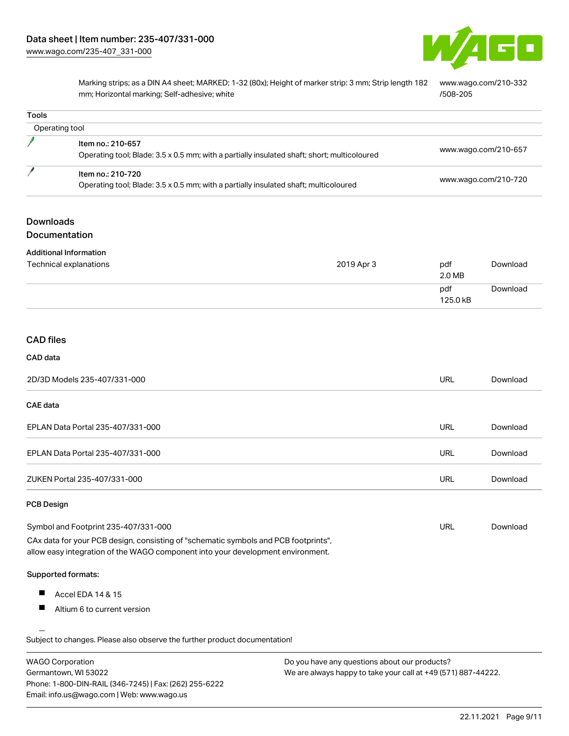| | |
|---|---|
| Marking strips; as a DIN A4 sheet; MARKED; 1-32 (80x); Height of marker strip: 3 mm; Strip length 182 mm; Horizontal marking; Self-adhesive; white | www.wago.com/210-332/508-205 |

**Tools**

Operating tool

| | | |
|---|---|---|
| | Item no.: 210-657<br>Operating tool; Blade: 3.5 x 0.5 mm; with a partially insulated shaft; short; multicoloured | www.wago.com/210-657 |
| | Item no.: 210-720<br>Operating tool; Blade: 3.5 x 0.5 mm; with a partially insulated shaft; multicoloured | www.wago.com/210-720 |

## Downloads

## Documentation

**Additional Information**

| | | | |
|---|---|---|---|
| Technical explanations | 2019 Apr 3 | pdf<br>2.0 MB | Download |
| | | pdf<br>125.0 kB | Download |

## CAD files

**CAD data**

| | | |
|---|---|---|
| 2D/3D Models 235-407/331-000 | URL | Download |

**CAE data**

| | | |
|---|---|---|
| EPLAN Data Portal 235-407/331-000 | URL | Download |
| EPLAN Data Portal 235-407/331-000 | URL | Download |
| ZUKEN Portal 235-407/331-000 | URL | Download |

**PCB Design**

| | | |
|---|---|---|
| Symbol and Footprint 235-407/331-000 | URL | Download |

CAx data for your PCB design, consisting of "schematic symbols and PCB footprints", allow easy integration of the WAGO component into your development environment.

**Supported formats:**

- Accel EDA 14 & 15
- Altium 6 to current version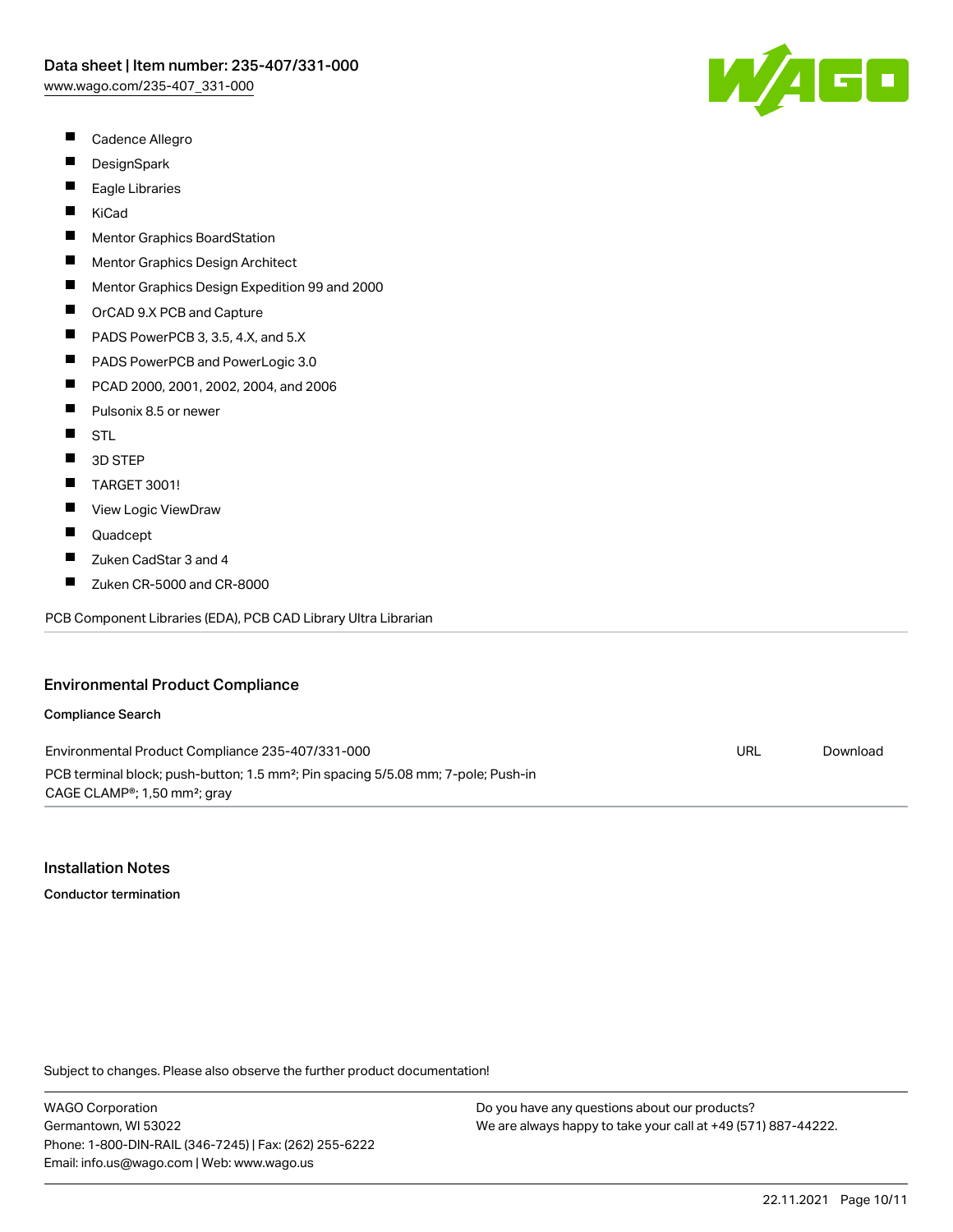- Cadence Allegro
- DesignSpark
- Eagle Libraries
- KiCad
- Mentor Graphics BoardStation
- Mentor Graphics Design Architect
- Mentor Graphics Design Expedition 99 and 2000
- OrCAD 9.X PCB and Capture
- PADS PowerPCB 3, 3.5, 4.X, and 5.X
- PADS PowerPCB and PowerLogic 3.0
- PCAD 2000, 2001, 2002, 2004, and 2006
- Pulsonix 8.5 or newer
- STL
- 3D STEP
- TARGET 3001!
- View Logic ViewDraw
- Quadcept
- Zuken CadStar 3 and 4
- Zuken CR-5000 and CR-8000

PCB Component Libraries (EDA), PCB CAD Library Ultra Librarian

## Environmental Product Compliance

### Compliance Search

| | | |
|---|---|---|
| Environmental Product Compliance 235-407/331-000 | URL | Download |
| PCB terminal block; push-button; 1.5 mm²; Pin spacing 5/5.08 mm; 7-pole; Push-in CAGE CLAMP®; 1,50 mm²; gray | | |

## Installation Notes

### Conductor termination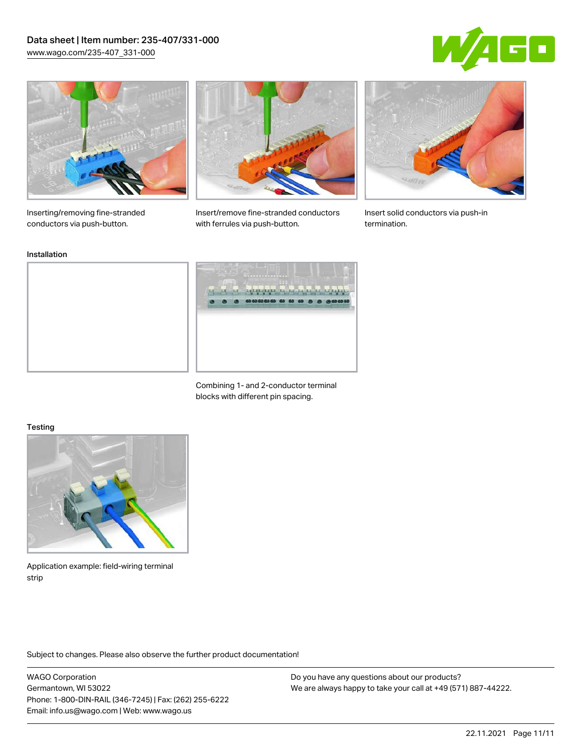Inserting/removing fine-stranded conductors via push-button.

Insert/remove fine-stranded conductors with ferrules via push-button.

Insert solid conductors via push-in termination.

### Installation

Combining 1- and 2-conductor terminal blocks with different pin spacing.

### Testing

Application example: field-wiring terminal strip

Subject to changes. Please also observe the further product documentation!

WAGO Corporation
Germantown, WI 53022
Phone: 1-800-DIN-RAIL (346-7245) | Fax: (262) 255-6222
Email: info.us@wago.com | Web: www.wago.us

Do you have any questions about our products?
We are always happy to take your call at +49 (571) 887-44222.